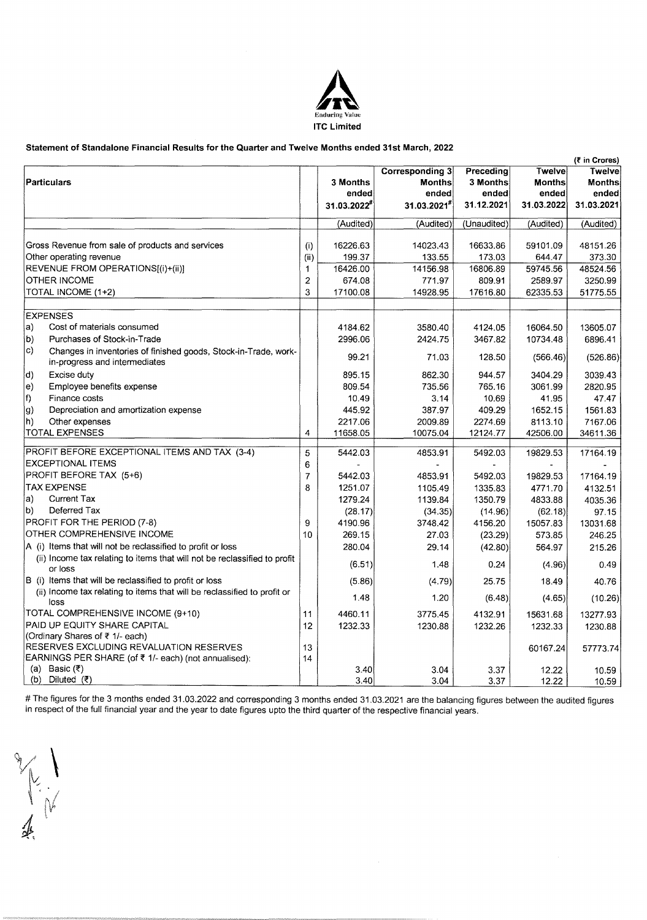**ITC Limited**

**Statement of Standalone Financial Results for the Quarter and Twelve Months ended 31st March, 2022**

(₹ in Crores)

| Particulars | | 3 Months ended 31.03.2022# | Corresponding 3 Months ended 31.03.2021# | Preceding 3 Months ended 31.12.2021 | Twelve Months ended 31.03.2022 | Twelve Months ended 31.03.2021 |
|---|---|---|---|---|---|---|
| | | (Audited) | (Audited) | (Unaudited) | (Audited) | (Audited) |
| Gross Revenue from sale of products and services | (i) | 16226.63 | 14023.43 | 16633.86 | 59101.09 | 48151.26 |
| Other operating revenue | (ii) | 199.37 | 133.55 | 173.03 | 644.47 | 373.30 |
| REVENUE FROM OPERATIONS[(i)+(ii)] | 1 | 16426.00 | 14156.98 | 16806.89 | 59745.56 | 48524.56 |
| OTHER INCOME | 2 | 674.08 | 771.97 | 809.91 | 2589.97 | 3250.99 |
| TOTAL INCOME (1+2) | 3 | 17100.08 | 14928.95 | 17616.80 | 62335.53 | 51775.55 |
| EXPENSES | | | | | | |
| a) Cost of materials consumed | | 4184.62 | 3580.40 | 4124.05 | 16064.50 | 13605.07 |
| b) Purchases of Stock-in-Trade | | 2996.06 | 2424.75 | 3467.82 | 10734.48 | 6896.41 |
| c) Changes in inventories of finished goods, Stock-in-Trade, work-in-progress and intermediates | | 99.21 | 71.03 | 128.50 | (566.46) | (526.86) |
| d) Excise duty | | 895.15 | 862.30 | 944.57 | 3404.29 | 3039.43 |
| e) Employee benefits expense | | 809.54 | 735.56 | 765.16 | 3061.99 | 2820.95 |
| f) Finance costs | | 10.49 | 3.14 | 10.69 | 41.95 | 47.47 |
| g) Depreciation and amortization expense | | 445.92 | 387.97 | 409.29 | 1652.15 | 1561.83 |
| h) Other expenses | | 2217.06 | 2009.89 | 2274.69 | 8113.10 | 7167.06 |
| TOTAL EXPENSES | 4 | 11658.05 | 10075.04 | 12124.77 | 42506.00 | 34611.36 |
| PROFIT BEFORE EXCEPTIONAL ITEMS AND TAX (3-4) | 5 | 5442.03 | 4853.91 | 5492.03 | 19829.53 | 17164.19 |
| EXCEPTIONAL ITEMS | 6 | - | - | - | - | - |
| PROFIT BEFORE TAX (5+6) | 7 | 5442.03 | 4853.91 | 5492.03 | 19829.53 | 17164.19 |
| TAX EXPENSE | 8 | 1251.07 | 1105.49 | 1335.83 | 4771.70 | 4132.51 |
| a) Current Tax | | 1279.24 | 1139.84 | 1350.79 | 4833.88 | 4035.36 |
| b) Deferred Tax | | (28.17) | (34.35) | (14.96) | (62.18) | 97.15 |
| PROFIT FOR THE PERIOD (7-8) | 9 | 4190.96 | 3748.42 | 4156.20 | 15057.83 | 13031.68 |
| OTHER COMPREHENSIVE INCOME | 10 | 269.15 | 27.03 | (23.29) | 573.85 | 246.25 |
| A (i) Items that will not be reclassified to profit or loss | | 280.04 | 29.14 | (42.80) | 564.97 | 215.26 |
| (ii) Income tax relating to items that will not be reclassified to profit or loss | | (6.51) | 1.48 | 0.24 | (4.96) | 0.49 |
| B (i) Items that will be reclassified to profit or loss | | (5.86) | (4.79) | 25.75 | 18.49 | 40.76 |
| (ii) Income tax relating to items that will be reclassified to profit or loss | | 1.48 | 1.20 | (6.48) | (4.65) | (10.26) |
| TOTAL COMPREHENSIVE INCOME (9+10) | 11 | 4460.11 | 3775.45 | 4132.91 | 15631.68 | 13277.93 |
| PAID UP EQUITY SHARE CAPITAL (Ordinary Shares of ₹ 1/- each) | 12 | 1232.33 | 1230.88 | 1232.26 | 1232.33 | 1230.88 |
| RESERVES EXCLUDING REVALUATION RESERVES | 13 | | | | 60167.24 | 57773.74 |
| EARNINGS PER SHARE (of ₹ 1/- each) (not annualised): | 14 | | | | | |
| (a) Basic (₹) | | 3.40 | 3.04 | 3.37 | 12.22 | 10.59 |
| (b) Diluted (₹) | | 3.40 | 3.04 | 3.37 | 12.22 | 10.59 |

# The figures for the 3 months ended 31.03.2022 and corresponding 3 months ended 31.03.2021 are the balancing figures between the audited figures in respect of the full financial year and the year to date figures upto the third quarter of the respective financial years.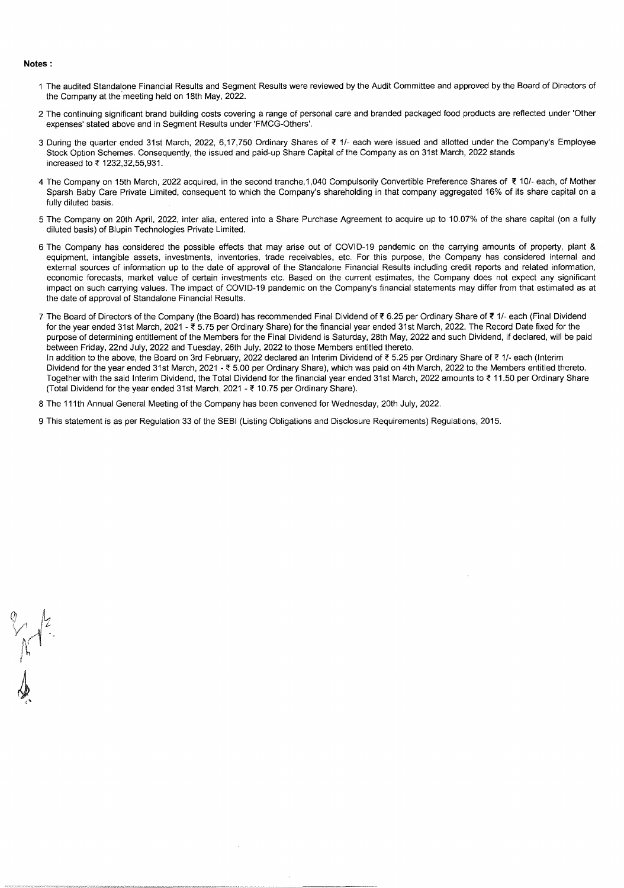**Notes :**

1 The audited Standalone Financial Results and Segment Results were reviewed by the Audit Committee and approved by the Board of Directors of the Company at the meeting held on 18th May, 2022.

2 The continuing significant brand building costs covering a range of personal care and branded packaged food products are reflected under 'Other expenses' stated above and in Segment Results under 'FMCG-Others'.

3 During the quarter ended 31st March, 2022, 6,17,750 Ordinary Shares of ₹ 1/- each were issued and allotted under the Company's Employee Stock Option Schemes. Consequently, the issued and paid-up Share Capital of the Company as on 31st March, 2022 stands increased to ₹ 1232,32,55,931.

4 The Company on 15th March, 2022 acquired, in the second tranche,1,040 Compulsorily Convertible Preference Shares of ₹ 10/- each, of Mother Sparsh Baby Care Private Limited, consequent to which the Company's shareholding in that company aggregated 16% of its share capital on a fully diluted basis.

5 The Company on 20th April, 2022, inter alia, entered into a Share Purchase Agreement to acquire up to 10.07% of the share capital (on a fully diluted basis) of Blupin Technologies Private Limited.

6 The Company has considered the possible effects that may arise out of COVID-19 pandemic on the carrying amounts of property, plant & equipment, intangible assets, investments, inventories, trade receivables, etc. For this purpose, the Company has considered internal and external sources of information up to the date of approval of the Standalone Financial Results including credit reports and related information, economic forecasts, market value of certain investments etc. Based on the current estimates, the Company does not expect any significant impact on such carrying values. The impact of COVID-19 pandemic on the Company's financial statements may differ from that estimated as at the date of approval of Standalone Financial Results.

7 The Board of Directors of the Company (the Board) has recommended Final Dividend of ₹ 6.25 per Ordinary Share of ₹ 1/- each (Final Dividend for the year ended 31st March, 2021 - ₹ 5.75 per Ordinary Share) for the financial year ended 31st March, 2022. The Record Date fixed for the purpose of determining entitlement of the Members for the Final Dividend is Saturday, 28th May, 2022 and such Dividend, if declared, will be paid between Friday, 22nd July, 2022 and Tuesday, 26th July, 2022 to those Members entitled thereto.
In addition to the above, the Board on 3rd February, 2022 declared an Interim Dividend of ₹ 5.25 per Ordinary Share of ₹ 1/- each (Interim Dividend for the year ended 31st March, 2021 - ₹ 5.00 per Ordinary Share), which was paid on 4th March, 2022 to the Members entitled thereto. Together with the said Interim Dividend, the Total Dividend for the financial year ended 31st March, 2022 amounts to ₹ 11.50 per Ordinary Share (Total Dividend for the year ended 31st March, 2021 - ₹ 10.75 per Ordinary Share).

8 The 111th Annual General Meeting of the Company has been convened for Wednesday, 20th July, 2022.

9 This statement is as per Regulation 33 of the SEBI (Listing Obligations and Disclosure Requirements) Regulations, 2015.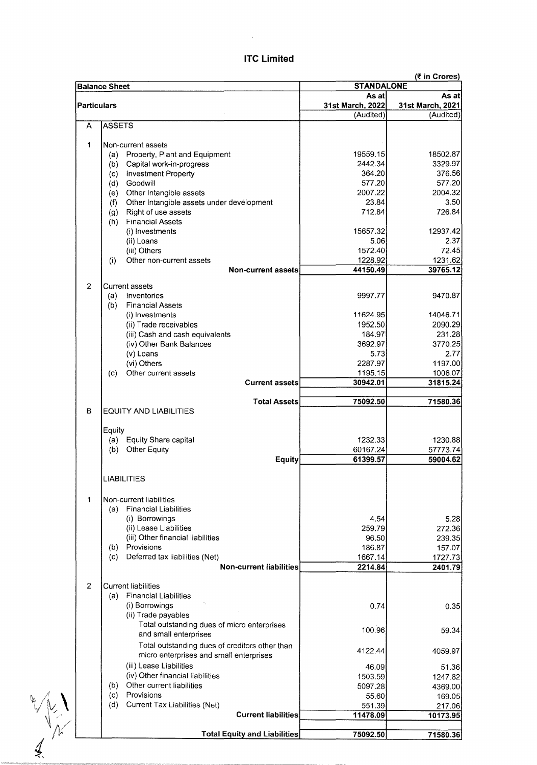# ITC Limited

(₹ in Crores)

| Balance Sheet | | | STANDALONE | |
|---|---|---|---|---|
| Particulars | | | As at 31st March, 2022 | As at 31st March, 2021 |
| | | | (Audited) | (Audited) |
| A | ASSETS | | | |
| 1 | Non-current assets | | | |
| | (a) | Property, Plant and Equipment | 19559.15 | 18502.87 |
| | (b) | Capital work-in-progress | 2442.34 | 3329.97 |
| | (c) | Investment Property | 364.20 | 376.56 |
| | (d) | Goodwill | 577.20 | 577.20 |
| | (e) | Other Intangible assets | 2007.22 | 2004.32 |
| | (f) | Other Intangible assets under development | 23.84 | 3.50 |
| | (g) | Right of use assets | 712.84 | 726.84 |
| | (h) | Financial Assets | | |
| | | (i) Investments | 15657.32 | 12937.42 |
| | | (ii) Loans | 5.06 | 2.37 |
| | | (iii) Others | 1572.40 | 72.45 |
| | (i) | Other non-current assets | 1228.92 | 1231.62 |
| | | **Non-current assets** | **44150.49** | **39765.12** |
| 2 | Current assets | | | |
| | (a) | Inventories | 9997.77 | 9470.87 |
| | (b) | Financial Assets | | |
| | | (i) Investments | 11624.95 | 14046.71 |
| | | (ii) Trade receivables | 1952.50 | 2090.29 |
| | | (iii) Cash and cash equivalents | 184.97 | 231.28 |
| | | (iv) Other Bank Balances | 3692.97 | 3770.25 |
| | | (v) Loans | 5.73 | 2.77 |
| | | (vi) Others | 2287.97 | 1197.00 |
| | (c) | Other current assets | 1195.15 | 1006.07 |
| | | **Current assets** | **30942.01** | **31815.24** |
| | | **Total Assets** | **75092.50** | **71580.36** |
| B | EQUITY AND LIABILITIES | | | |
| | Equity | | | |
| | (a) | Equity Share capital | 1232.33 | 1230.88 |
| | (b) | Other Equity | 60167.24 | 57773.74 |
| | | **Equity** | **61399.57** | **59004.62** |
| | LIABILITIES | | | |
| 1 | Non-current liabilities | | | |
| | (a) | Financial Liabilities | | |
| | | (i) Borrowings | 4.54 | 5.28 |
| | | (ii) Lease Liabilities | 259.79 | 272.36 |
| | | (iii) Other financial liabilities | 96.50 | 239.35 |
| | (b) | Provisions | 186.87 | 157.07 |
| | (c) | Deferred tax liabilities (Net) | 1667.14 | 1727.73 |
| | | **Non-current liabilities** | **2214.84** | **2401.79** |
| 2 | Current liabilities | | | |
| | (a) | Financial Liabilities | | |
| | | (i) Borrowings | 0.74 | 0.35 |
| | | (ii) Trade payables | | |
| | | Total outstanding dues of micro enterprises and small enterprises | 100.96 | 59.34 |
| | | Total outstanding dues of creditors other than micro enterprises and small enterprises | 4122.44 | 4059.97 |
| | | (iii) Lease Liabilities | 46.09 | 51.36 |
| | | (iv) Other financial liabilities | 1503.59 | 1247.82 |
| | (b) | Other current liabilities | 5097.28 | 4369.00 |
| | (c) | Provisions | 55.60 | 169.05 |
| | (d) | Current Tax Liabilities (Net) | 551.39 | 217.06 |
| | | **Current liabilities** | **11478.09** | **10173.95** |
| | | **Total Equity and Liabilities** | **75092.50** | **71580.36** |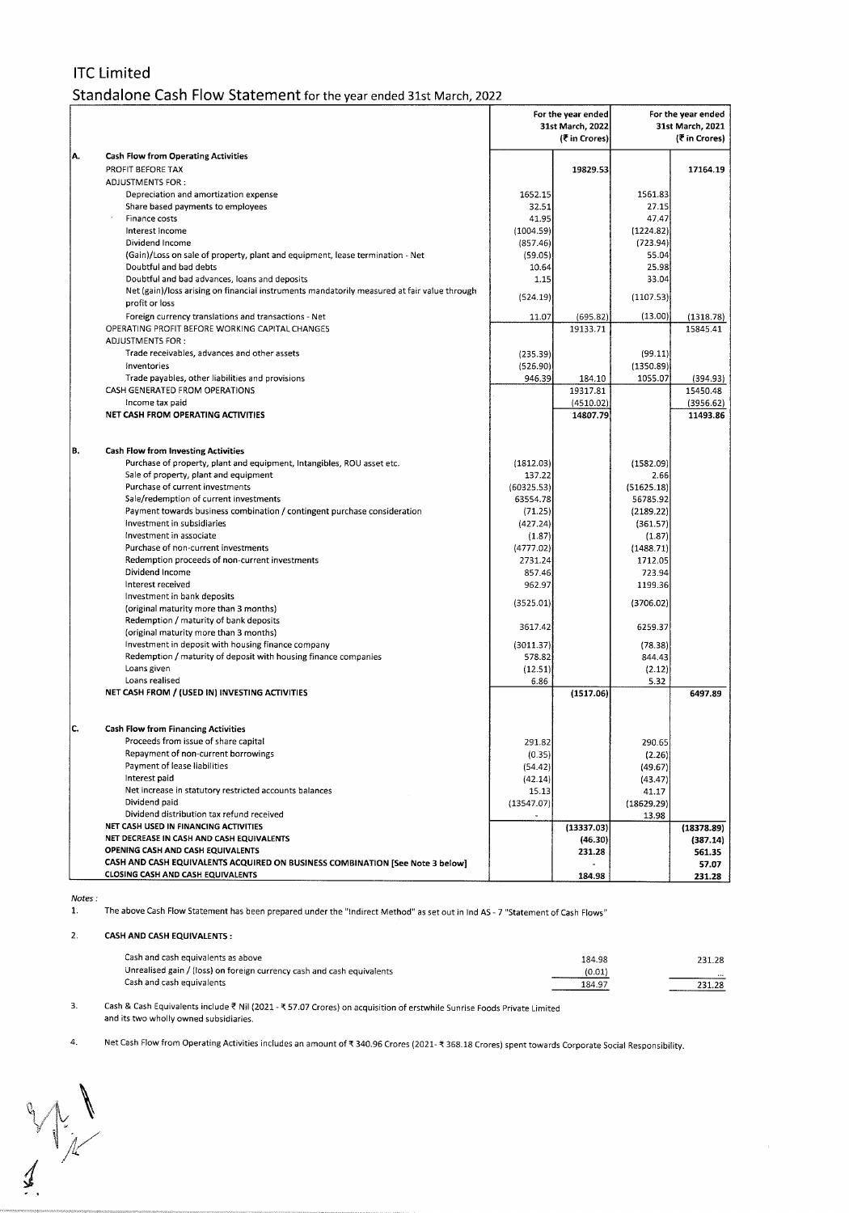# ITC Limited

## Standalone Cash Flow Statement for the year ended 31st March, 2022

| | | For the year ended 31st March, 2022 (₹ in Crores) | | For the year ended 31st March, 2021 (₹ in Crores) | |
|---|---|---|---|---|---|
| **A.** | **Cash Flow from Operating Activities** | | | | |
| | PROFIT BEFORE TAX | | 19829.53 | | 17164.19 |
| | ADJUSTMENTS FOR : | | | | |
| | Depreciation and amortization expense | 1652.15 | | 1561.83 | |
| | Share based payments to employees | 32.51 | | 27.15 | |
| | Finance costs | 41.95 | | 47.47 | |
| | Interest Income | (1004.59) | | (1224.82) | |
| | Dividend Income | (857.46) | | (723.94) | |
| | (Gain)/Loss on sale of property, plant and equipment, lease termination - Net | (59.05) | | 55.04 | |
| | Doubtful and bad debts | 10.64 | | 25.98 | |
| | Doubtful and bad advances, loans and deposits | 1.15 | | 33.04 | |
| | Net (gain)/loss arising on financial instruments mandatorily measured at fair value through profit or loss | (524.19) | | (1107.53) | |
| | Foreign currency translations and transactions - Net | 11.07 | (695.82) | (13.00) | (1318.78) |
| | OPERATING PROFIT BEFORE WORKING CAPITAL CHANGES | | 19133.71 | | 15845.41 |
| | ADJUSTMENTS FOR : | | | | |
| | Trade receivables, advances and other assets | (235.39) | | (99.11) | |
| | Inventories | (526.90) | | (1350.89) | |
| | Trade payables, other liabilities and provisions | 946.39 | 184.10 | 1055.07 | (394.93) |
| | CASH GENERATED FROM OPERATIONS | | 19317.81 | | 15450.48 |
| | Income tax paid | | (4510.02) | | (3956.62) |
| | **NET CASH FROM OPERATING ACTIVITIES** | | **14807.79** | | **11493.86** |
| **B.** | **Cash Flow from Investing Activities** | | | | |
| | Purchase of property, plant and equipment, Intangibles, ROU asset etc. | (1812.03) | | (1582.09) | |
| | Sale of property, plant and equipment | 137.22 | | 2.66 | |
| | Purchase of current investments | (60325.53) | | (51625.18) | |
| | Sale/redemption of current investments | 63554.78 | | 56785.92 | |
| | Payment towards business combination / contingent purchase consideration | (71.25) | | (2189.22) | |
| | Investment in subsidiaries | (427.24) | | (361.57) | |
| | Investment in associate | (1.87) | | (1.87) | |
| | Purchase of non-current investments | (4777.02) | | (1488.71) | |
| | Redemption proceeds of non-current investments | 2731.24 | | 1712.05 | |
| | Dividend Income | 857.46 | | 723.94 | |
| | Interest received | 962.97 | | 1199.36 | |
| | Investment in bank deposits (original maturity more than 3 months) | (3525.01) | | (3706.02) | |
| | Redemption / maturity of bank deposits (original maturity more than 3 months) | 3617.42 | | 6259.37 | |
| | Investment in deposit with housing finance company | (3011.37) | | (78.38) | |
| | Redemption / maturity of deposit with housing finance companies | 578.82 | | 844.43 | |
| | Loans given | (12.51) | | (2.12) | |
| | Loans realised | 6.86 | | 5.32 | |
| | **NET CASH FROM / (USED IN) INVESTING ACTIVITIES** | | **(1517.06)** | | **6497.89** |
| **C.** | **Cash Flow from Financing Activities** | | | | |
| | Proceeds from issue of share capital | 291.82 | | 290.65 | |
| | Repayment of non-current borrowings | (0.35) | | (2.26) | |
| | Payment of lease liabilities | (54.42) | | (49.67) | |
| | Interest paid | (42.14) | | (43.47) | |
| | Net increase in statutory restricted accounts balances | 15.13 | | 41.17 | |
| | Dividend paid | (13547.07) | | (18629.29) | |
| | Dividend distribution tax refund received | - | | 13.98 | |
| | **NET CASH USED IN FINANCING ACTIVITIES** | | **(13337.03)** | | **(18378.89)** |
| | **NET DECREASE IN CASH AND CASH EQUIVALENTS** | | **(46.30)** | | **(387.14)** |
| | **OPENING CASH AND CASH EQUIVALENTS** | | **231.28** | | **561.35** |
| | **CASH AND CASH EQUIVALENTS ACQUIRED ON BUSINESS COMBINATION [See Note 3 below]** | | - | | **57.07** |
| | **CLOSING CASH AND CASH EQUIVALENTS** | | **184.98** | | **231.28** |

*Notes :*

1. The above Cash Flow Statement has been prepared under the "Indirect Method" as set out in Ind AS - 7 "Statement of Cash Flows"

2. **CASH AND CASH EQUIVALENTS :**

| | 2022 | 2021 |
|---|---|---|
| Cash and cash equivalents as above | 184.98 | 231.28 |
| Unrealised gain / (loss) on foreign currency cash and cash equivalents | (0.01) | ... |
| Cash and cash equivalents | 184.97 | 231.28 |

3. Cash & Cash Equivalents include ₹ Nil (2021 - ₹ 57.07 Crores) on acquisition of erstwhile Sunrise Foods Private Limited and its two wholly owned subsidiaries.

4. Net Cash Flow from Operating Activities includes an amount of ₹ 340.96 Crores (2021- ₹ 368.18 Crores) spent towards Corporate Social Responsibility.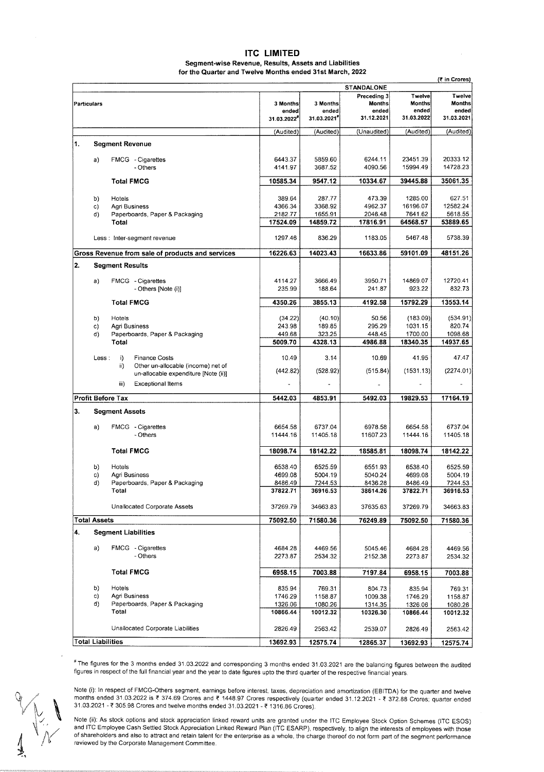# ITC LIMITED

## Segment-wise Revenue, Results, Assets and Liabilities for the Quarter and Twelve Months ended 31st March, 2022

(₹ in Crores)

| Particulars | | STANDALONE | | | | |
|---|---|---|---|---|---|---|
| | | 3 Months ended 31.03.2022# | 3 Months ended 31.03.2021# | Preceding 3 Months ended 31.12.2021 | Twelve Months ended 31.03.2022 | Twelve Months ended 31.03.2021 |
| | | (Audited) | (Audited) | (Unaudited) | (Audited) | (Audited) |
| **1.** | **Segment Revenue** | | | | | |
| a) | FMCG - Cigarettes | 6443.37 | 5859.60 | 6244.11 | 23451.39 | 20333.12 |
| | - Others | 4141.97 | 3687.52 | 4090.56 | 15994.49 | 14728.23 |
| | **Total FMCG** | **10585.34** | **9547.12** | **10334.67** | **39445.88** | **35061.35** |
| b) | Hotels | 389.64 | 287.77 | 473.39 | 1285.00 | 627.51 |
| c) | Agri Business | 4366.34 | 3368.92 | 4962.37 | 16196.07 | 12582.24 |
| d) | Paperboards, Paper & Packaging | 2182.77 | 1655.91 | 2046.48 | 7641.62 | 5618.55 |
| | **Total** | **17524.09** | **14859.72** | **17816.91** | **64568.57** | **53889.65** |
| | Less : Inter-segment revenue | 1297.46 | 836.29 | 1183.05 | 5467.48 | 5738.39 |
| **Gross Revenue from sale of products and services** | | **16226.63** | **14023.43** | **16633.86** | **59101.09** | **48151.26** |
| **2.** | **Segment Results** | | | | | |
| a) | FMCG - Cigarettes | 4114.27 | 3666.49 | 3950.71 | 14869.07 | 12720.41 |
| | - Others [Note (i)] | 235.99 | 188.64 | 241.87 | 923.22 | 832.73 |
| | **Total FMCG** | **4350.26** | **3855.13** | **4192.58** | **15792.29** | **13553.14** |
| b) | Hotels | (34.22) | (40.10) | 50.56 | (183.09) | (534.91) |
| c) | Agri Business | 243.98 | 189.85 | 295.29 | 1031.15 | 820.74 |
| d) | Paperboards, Paper & Packaging | 449.68 | 323.25 | 448.45 | 1700.00 | 1098.68 |
| | **Total** | **5009.70** | **4328.13** | **4986.88** | **18340.35** | **14937.65** |
| Less : | i) Finance Costs | 10.49 | 3.14 | 10.69 | 41.95 | 47.47 |
| | ii) Other un-allocable (income) net of un-allocable expenditure [Note (ii)] | (442.82) | (528.92) | (515.84) | (1531.13) | (2274.01) |
| | iii) Exceptional Items | - | - | - | - | - |
| **Profit Before Tax** | | **5442.03** | **4853.91** | **5492.03** | **19829.53** | **17164.19** |
| **3.** | **Segment Assets** | | | | | |
| a) | FMCG - Cigarettes | 6654.58 | 6737.04 | 6978.58 | 6654.58 | 6737.04 |
| | - Others | 11444.16 | 11405.18 | 11607.23 | 11444.16 | 11405.18 |
| | **Total FMCG** | **18098.74** | **18142.22** | **18585.81** | **18098.74** | **18142.22** |
| b) | Hotels | 6538.40 | 6525.59 | 6551.93 | 6538.40 | 6525.59 |
| c) | Agri Business | 4699.08 | 5004.19 | 5040.24 | 4699.08 | 5004.19 |
| d) | Paperboards, Paper & Packaging | 8486.49 | 7244.53 | 8436.28 | 8486.49 | 7244.53 |
| | **Total** | **37822.71** | **36916.53** | **38614.26** | **37822.71** | **36916.53** |
| | Unallocated Corporate Assets | 37269.79 | 34663.83 | 37635.63 | 37269.79 | 34663.83 |
| **Total Assets** | | **75092.50** | **71580.36** | **76249.89** | **75092.50** | **71580.36** |
| **4.** | **Segment Liabilities** | | | | | |
| a) | FMCG - Cigarettes | 4684.28 | 4469.56 | 5045.46 | 4684.28 | 4469.56 |
| | - Others | 2273.87 | 2534.32 | 2152.38 | 2273.87 | 2534.32 |
| | **Total FMCG** | **6958.15** | **7003.88** | **7197.84** | **6958.15** | **7003.88** |
| b) | Hotels | 835.94 | 769.31 | 804.73 | 835.94 | 769.31 |
| c) | Agri Business | 1746.29 | 1158.87 | 1009.38 | 1746.29 | 1158.87 |
| d) | Paperboards, Paper & Packaging | 1326.06 | 1080.26 | 1314.35 | 1326.06 | 1080.26 |
| | **Total** | **10866.44** | **10012.32** | **10326.30** | **10866.44** | **10012.32** |
| | Unallocated Corporate Liabilities | 2826.49 | 2563.42 | 2539.07 | 2826.49 | 2563.42 |
| **Total Liabilities** | | **13692.93** | **12575.74** | **12865.37** | **13692.93** | **12575.74** |

# The figures for the 3 months ended 31.03.2022 and corresponding 3 months ended 31.03.2021 are the balancing figures between the audited figures in respect of the full financial year and the year to date figures upto the third quarter of the respective financial years.

Note (i): In respect of FMCG-Others segment, earnings before interest, taxes, depreciation and amortization (EBITDA) for the quarter and twelve months ended 31.03.2022 is ₹ 374.69 Crores and ₹ 1448.97 Crores respectively (quarter ended 31.12.2021 - ₹ 372.88 Crores; quarter ended 31.03.2021 - ₹ 305.98 Crores and twelve months ended 31.03.2021 - ₹ 1316.86 Crores).

Note (ii): As stock options and stock appreciation linked reward units are granted under the ITC Employee Stock Option Schemes (ITC ESOS) and ITC Employee Cash Settled Stock Appreciation Linked Reward Plan (ITC ESARP), respectively, to align the interests of employees with those of shareholders and also to attract and retain talent for the enterprise as a whole, the charge thereof do not form part of the segment performance reviewed by the Corporate Management Committee.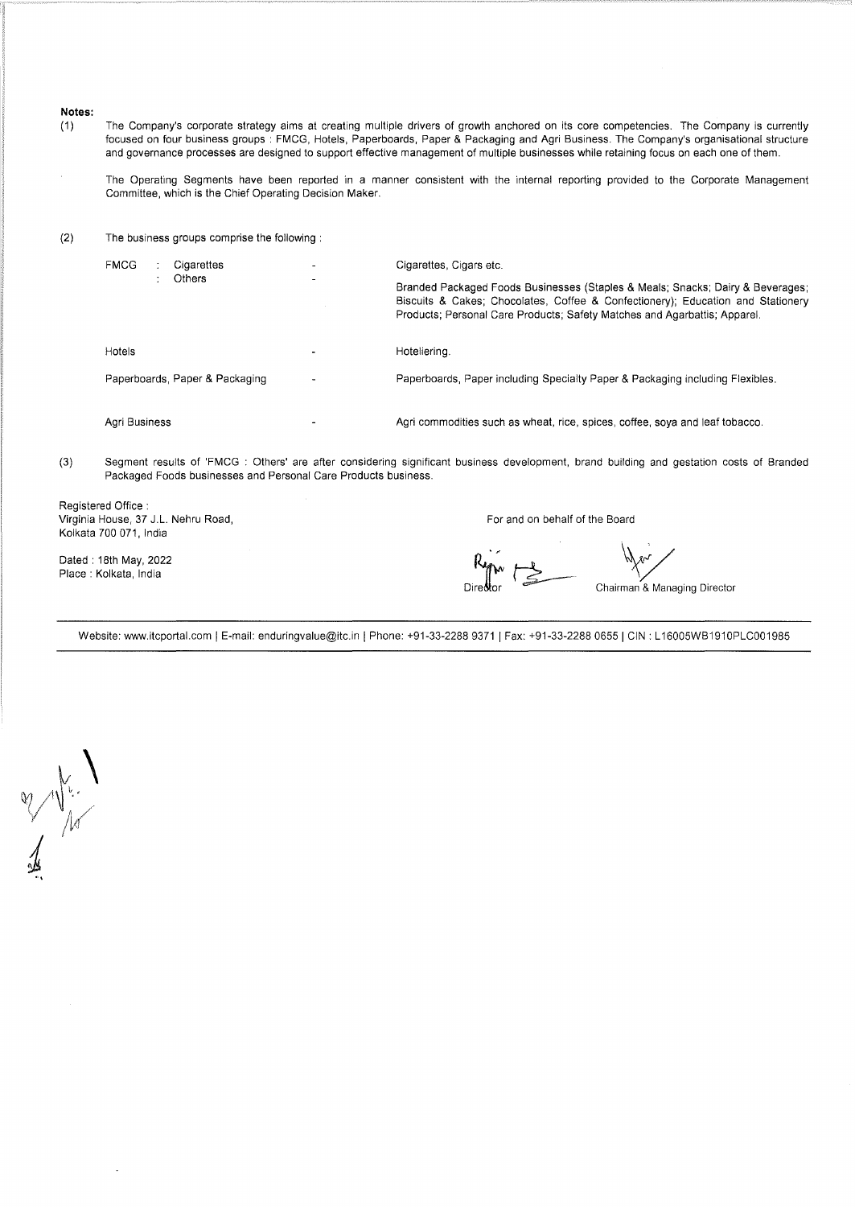**Notes:**

(1) The Company's corporate strategy aims at creating multiple drivers of growth anchored on its core competencies. The Company is currently focused on four business groups : FMCG, Hotels, Paperboards, Paper & Packaging and Agri Business. The Company's organisational structure and governance processes are designed to support effective management of multiple businesses while retaining focus on each one of them.

The Operating Segments have been reported in a manner consistent with the internal reporting provided to the Corporate Management Committee, which is the Chief Operating Decision Maker.

(2) The business groups comprise the following :

| | | |
|---|---|---|
| FMCG : Cigarettes | - | Cigarettes, Cigars etc. |
| : Others | - | Branded Packaged Foods Businesses (Staples & Meals; Snacks; Dairy & Beverages; Biscuits & Cakes; Chocolates, Coffee & Confectionery); Education and Stationery Products; Personal Care Products; Safety Matches and Agarbattis; Apparel. |
| Hotels | - | Hoteliering. |
| Paperboards, Paper & Packaging | - | Paperboards, Paper including Specialty Paper & Packaging including Flexibles. |
| Agri Business | - | Agri commodities such as wheat, rice, spices, coffee, soya and leaf tobacco. |

(3) Segment results of 'FMCG : Others' are after considering significant business development, brand building and gestation costs of Branded Packaged Foods businesses and Personal Care Products business.

Registered Office :
Virginia House, 37 J.L. Nehru Road,
Kolkata 700 071, India

Dated : 18th May, 2022
Place : Kolkata, India

For and on behalf of the Board

Director

Chairman & Managing Director

Website: www.itcportal.com | E-mail: enduringvalue@itc.in | Phone: +91-33-2288 9371 | Fax: +91-33-2288 0655 | CIN : L16005WB1910PLC001985